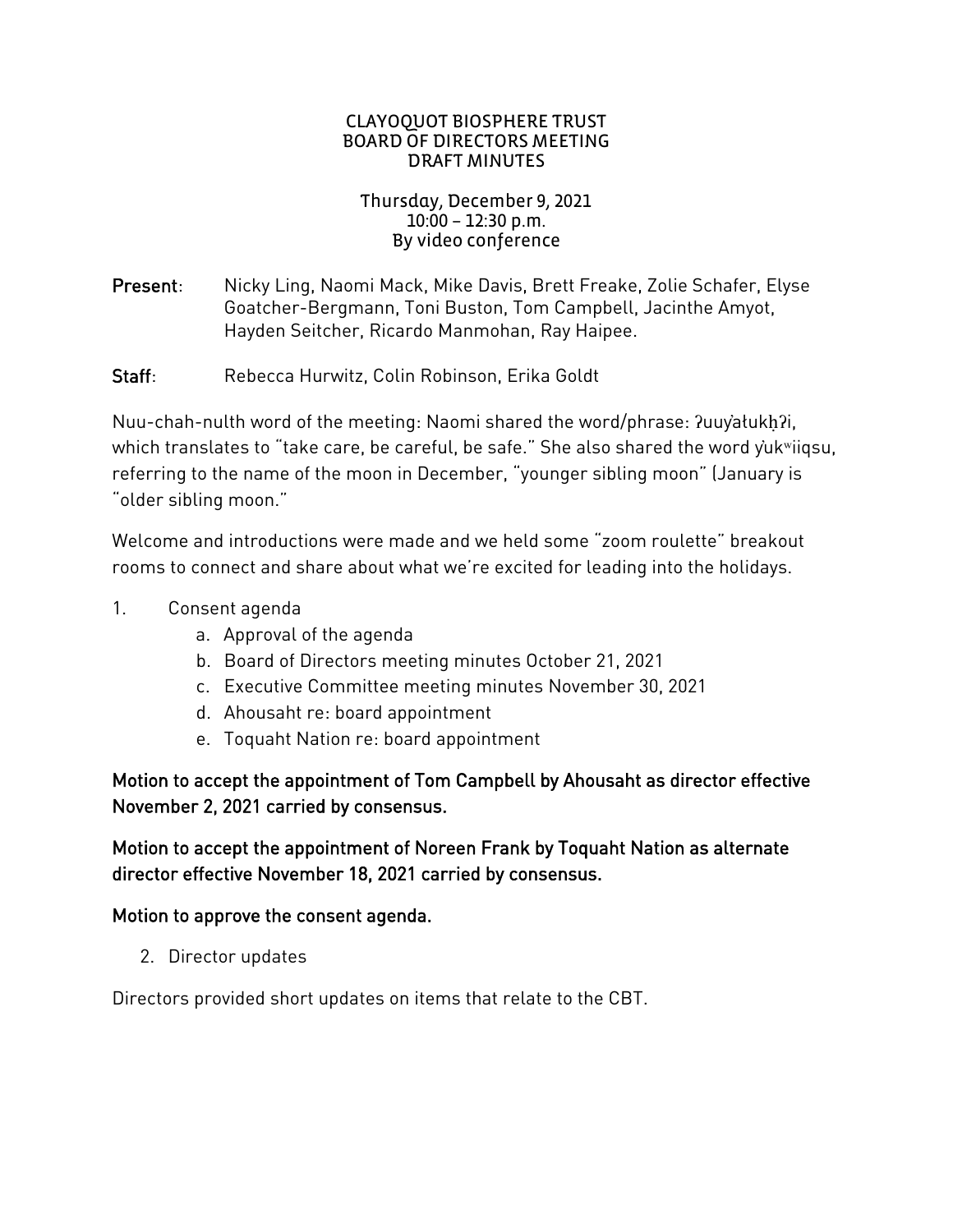# CLAYOQUOT BIOSPHERE TRUST
## BOARD OF DIRECTORS MEETING
## DRAFT MINUTES

Thursday, December 9, 2021
10:00 – 12:30 p.m.
By video conference

**Present**: Nicky Ling, Naomi Mack, Mike Davis, Brett Freake, Zolie Schafer, Elyse Goatcher-Bergmann, Toni Buston, Tom Campbell, Jacinthe Amyot, Hayden Seitcher, Ricardo Manmohan, Ray Haipee.

**Staff**: Rebecca Hurwitz, Colin Robinson, Erika Goldt

Nuu-chah-nulth word of the meeting: Naomi shared the word/phrase: ʔuuyaƚukḥʔi, which translates to "take care, be careful, be safe." She also shared the word y̓ukʷiiqsu, referring to the name of the moon in December, "younger sibling moon" (January is "older sibling moon."

Welcome and introductions were made and we held some "zoom roulette" breakout rooms to connect and share about what we're excited for leading into the holidays.

1. Consent agenda
   a. Approval of the agenda
   b. Board of Directors meeting minutes October 21, 2021
   c. Executive Committee meeting minutes November 30, 2021
   d. Ahousaht re: board appointment
   e. Toquaht Nation re: board appointment

**Motion to accept the appointment of Tom Campbell by Ahousaht as director effective November 2, 2021 carried by consensus.**

**Motion to accept the appointment of Noreen Frank by Toquaht Nation as alternate director effective November 18, 2021 carried by consensus.**

**Motion to approve the consent agenda.**

2. Director updates

Directors provided short updates on items that relate to the CBT.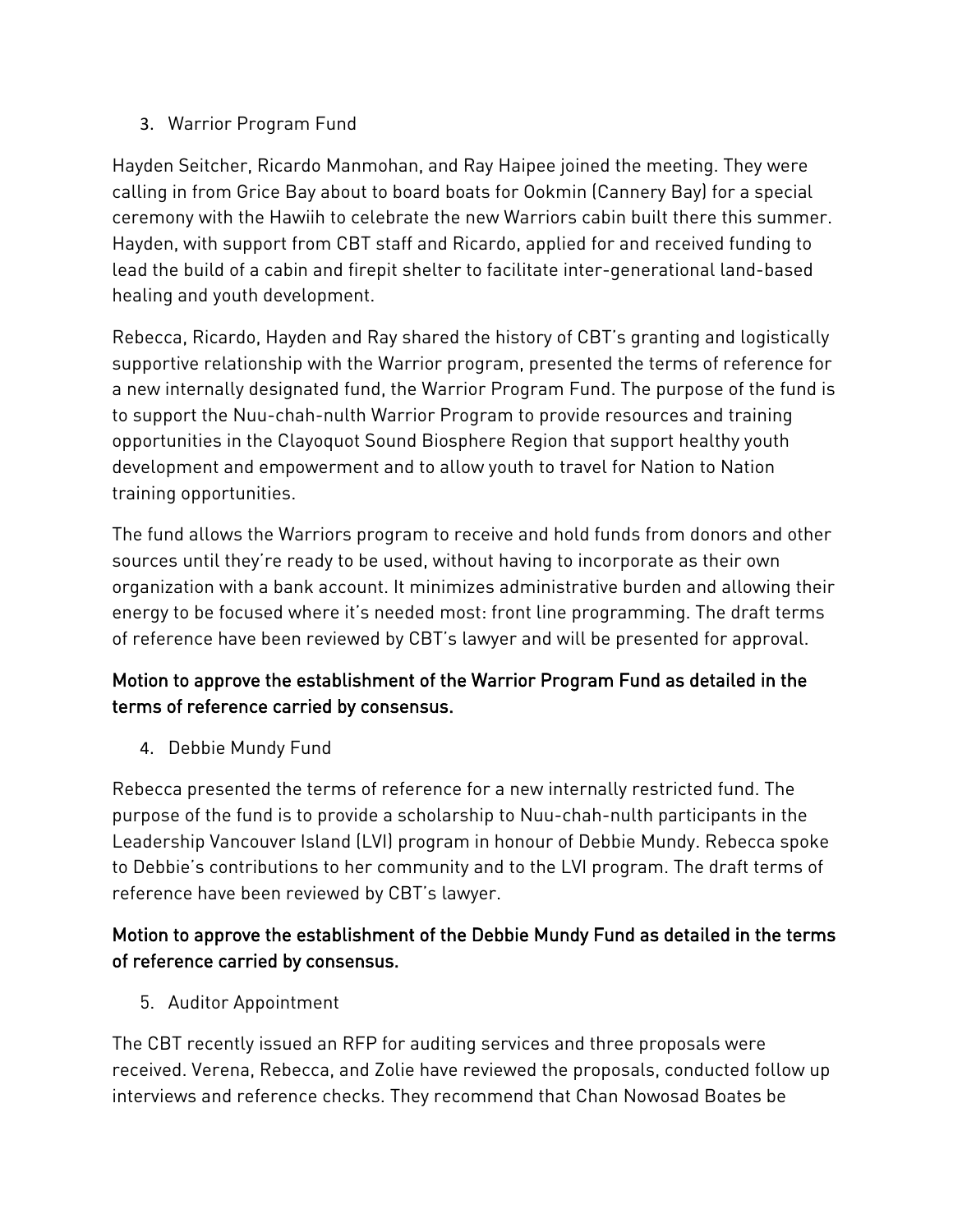3. Warrior Program Fund

Hayden Seitcher, Ricardo Manmohan, and Ray Haipee joined the meeting. They were calling in from Grice Bay about to board boats for Ookmin (Cannery Bay) for a special ceremony with the Hawiih to celebrate the new Warriors cabin built there this summer. Hayden, with support from CBT staff and Ricardo, applied for and received funding to lead the build of a cabin and firepit shelter to facilitate inter-generational land-based healing and youth development.

Rebecca, Ricardo, Hayden and Ray shared the history of CBT's granting and logistically supportive relationship with the Warrior program, presented the terms of reference for a new internally designated fund, the Warrior Program Fund. The purpose of the fund is to support the Nuu-chah-nulth Warrior Program to provide resources and training opportunities in the Clayoquot Sound Biosphere Region that support healthy youth development and empowerment and to allow youth to travel for Nation to Nation training opportunities.

The fund allows the Warriors program to receive and hold funds from donors and other sources until they're ready to be used, without having to incorporate as their own organization with a bank account. It minimizes administrative burden and allowing their energy to be focused where it's needed most: front line programming. The draft terms of reference have been reviewed by CBT's lawyer and will be presented for approval.

**Motion to approve the establishment of the Warrior Program Fund as detailed in the terms of reference carried by consensus.**

4. Debbie Mundy Fund

Rebecca presented the terms of reference for a new internally restricted fund. The purpose of the fund is to provide a scholarship to Nuu-chah-nulth participants in the Leadership Vancouver Island (LVI) program in honour of Debbie Mundy. Rebecca spoke to Debbie's contributions to her community and to the LVI program. The draft terms of reference have been reviewed by CBT's lawyer.

**Motion to approve the establishment of the Debbie Mundy Fund as detailed in the terms of reference carried by consensus.**

5. Auditor Appointment

The CBT recently issued an RFP for auditing services and three proposals were received. Verena, Rebecca, and Zolie have reviewed the proposals, conducted follow up interviews and reference checks. They recommend that Chan Nowosad Boates be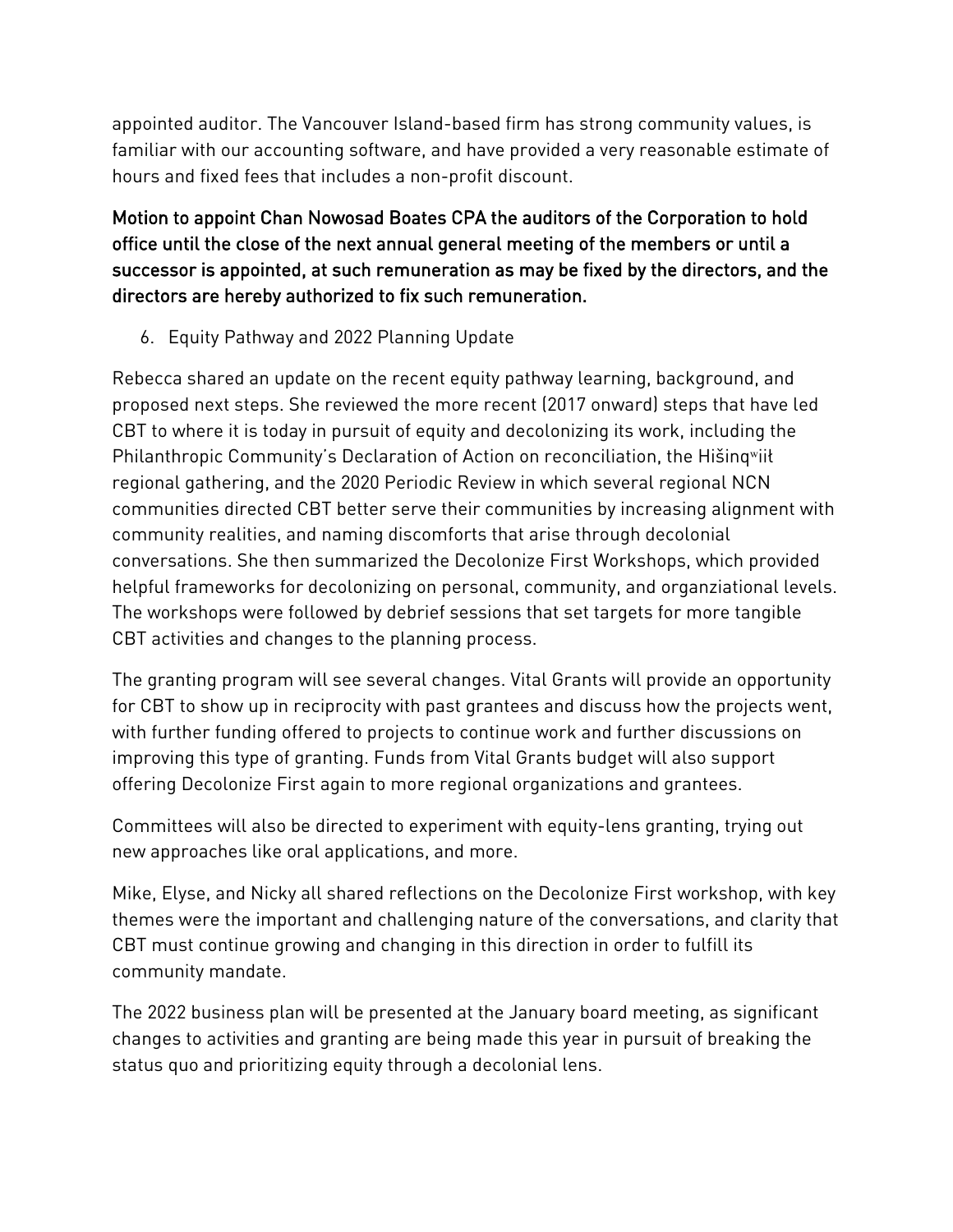appointed auditor. The Vancouver Island-based firm has strong community values, is familiar with our accounting software, and have provided a very reasonable estimate of hours and fixed fees that includes a non-profit discount.

**Motion to appoint Chan Nowosad Boates CPA the auditors of the Corporation to hold office until the close of the next annual general meeting of the members or until a successor is appointed, at such remuneration as may be fixed by the directors, and the directors are hereby authorized to fix such remuneration.**

6. Equity Pathway and 2022 Planning Update

Rebecca shared an update on the recent equity pathway learning, background, and proposed next steps. She reviewed the more recent (2017 onward) steps that have led CBT to where it is today in pursuit of equity and decolonizing its work, including the Philanthropic Community's Declaration of Action on reconciliation, the Hišinqʷiił regional gathering, and the 2020 Periodic Review in which several regional NCN communities directed CBT better serve their communities by increasing alignment with community realities, and naming discomforts that arise through decolonial conversations. She then summarized the Decolonize First Workshops, which provided helpful frameworks for decolonizing on personal, community, and organziational levels. The workshops were followed by debrief sessions that set targets for more tangible CBT activities and changes to the planning process.

The granting program will see several changes. Vital Grants will provide an opportunity for CBT to show up in reciprocity with past grantees and discuss how the projects went, with further funding offered to projects to continue work and further discussions on improving this type of granting. Funds from Vital Grants budget will also support offering Decolonize First again to more regional organizations and grantees.

Committees will also be directed to experiment with equity-lens granting, trying out new approaches like oral applications, and more.

Mike, Elyse, and Nicky all shared reflections on the Decolonize First workshop, with key themes were the important and challenging nature of the conversations, and clarity that CBT must continue growing and changing in this direction in order to fulfill its community mandate.

The 2022 business plan will be presented at the January board meeting, as significant changes to activities and granting are being made this year in pursuit of breaking the status quo and prioritizing equity through a decolonial lens.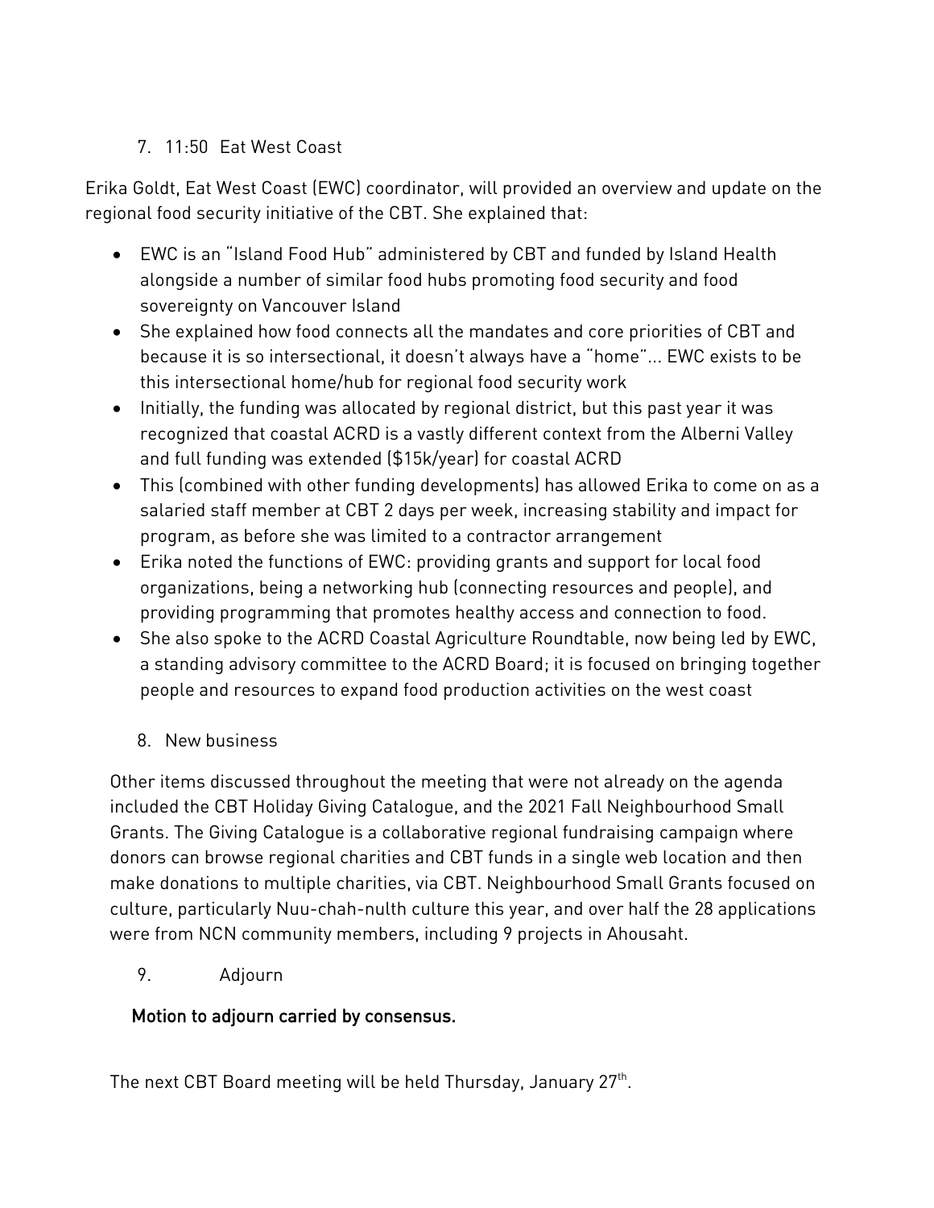7. 11:50 Eat West Coast

Erika Goldt, Eat West Coast (EWC) coordinator, will provided an overview and update on the regional food security initiative of the CBT. She explained that:

- EWC is an "Island Food Hub" administered by CBT and funded by Island Health alongside a number of similar food hubs promoting food security and food sovereignty on Vancouver Island
- She explained how food connects all the mandates and core priorities of CBT and because it is so intersectional, it doesn't always have a "home"… EWC exists to be this intersectional home/hub for regional food security work
- Initially, the funding was allocated by regional district, but this past year it was recognized that coastal ACRD is a vastly different context from the Alberni Valley and full funding was extended ($15k/year) for coastal ACRD
- This (combined with other funding developments) has allowed Erika to come on as a salaried staff member at CBT 2 days per week, increasing stability and impact for program, as before she was limited to a contractor arrangement
- Erika noted the functions of EWC: providing grants and support for local food organizations, being a networking hub (connecting resources and people), and providing programming that promotes healthy access and connection to food.
- She also spoke to the ACRD Coastal Agriculture Roundtable, now being led by EWC, a standing advisory committee to the ACRD Board; it is focused on bringing together people and resources to expand food production activities on the west coast

8. New business

Other items discussed throughout the meeting that were not already on the agenda included the CBT Holiday Giving Catalogue, and the 2021 Fall Neighbourhood Small Grants. The Giving Catalogue is a collaborative regional fundraising campaign where donors can browse regional charities and CBT funds in a single web location and then make donations to multiple charities, via CBT. Neighbourhood Small Grants focused on culture, particularly Nuu-chah-nulth culture this year, and over half the 28 applications were from NCN community members, including 9 projects in Ahousaht.

9. Adjourn

**Motion to adjourn carried by consensus.**

The next CBT Board meeting will be held Thursday, January 27th.